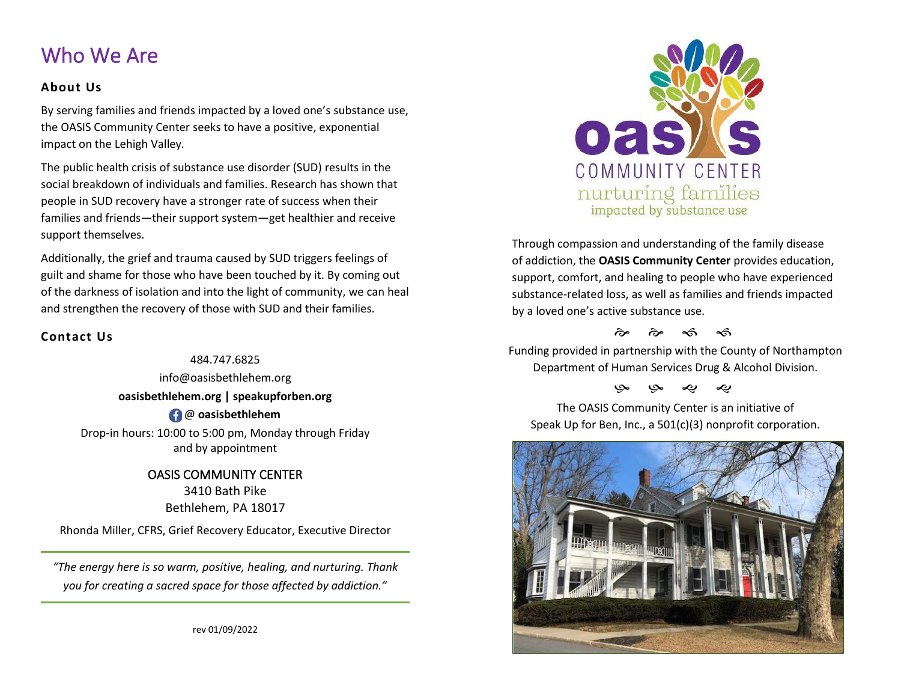# Who We Are

### About Us

By serving families and friends impacted by a loved one's substance use, the OASIS Community Center seeks to have a positive, exponential impact on the Lehigh Valley.

The public health crisis of substance use disorder (SUD) results in the social breakdown of individuals and families. Research has shown that people in SUD recovery have a stronger rate of success when their families and friends—their support system—get healthier and receive support themselves.

Additionally, the grief and trauma caused by SUD triggers feelings of guilt and shame for those who have been touched by it. By coming out of the darkness of isolation and into the light of community, we can heal and strengthen the recovery of those with SUD and their families.

### Contact Us

484.747.6825

info@oasisbethlehem.org

**oasisbethlehem.org | speakupforben.org**

@ **oasisbethlehem**

Drop-in hours: 10:00 to 5:00 pm, Monday through Friday and by appointment

OASIS COMMUNITY CENTER
3410 Bath Pike
Bethlehem, PA 18017

Rhonda Miller, CFRS, Grief Recovery Educator, Executive Director

---

*"The energy here is so warm, positive, healing, and nurturing. Thank you for creating a sacred space for those affected by addiction."*

---

rev 01/09/2022

**oasis COMMUNITY CENTER**
nurturing families impacted by substance use

Through compassion and understanding of the family disease of addiction, the **OASIS Community Center** provides education, support, comfort, and healing to people who have experienced substance-related loss, as well as families and friends impacted by a loved one's active substance use.

Funding provided in partnership with the County of Northampton Department of Human Services Drug & Alcohol Division.

The OASIS Community Center is an initiative of Speak Up for Ben, Inc., a 501(c)(3) nonprofit corporation.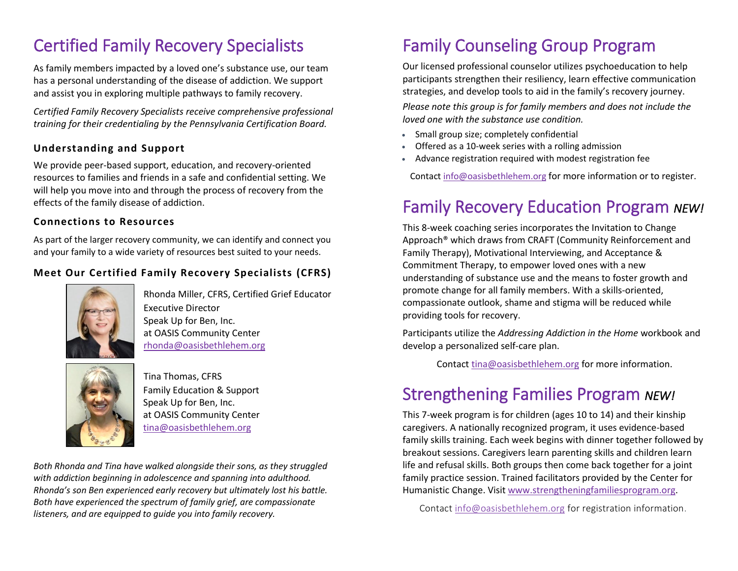# Certified Family Recovery Specialists

As family members impacted by a loved one's substance use, our team has a personal understanding of the disease of addiction. We support and assist you in exploring multiple pathways to family recovery.

*Certified Family Recovery Specialists receive comprehensive professional training for their credentialing by the Pennsylvania Certification Board.*

### Understanding and Support

We provide peer-based support, education, and recovery-oriented resources to families and friends in a safe and confidential setting. We will help you move into and through the process of recovery from the effects of the family disease of addiction.

### Connections to Resources

As part of the larger recovery community, we can identify and connect you and your family to a wide variety of resources best suited to your needs.

### Meet Our Certified Family Recovery Specialists (CFRS)

Rhonda Miller, CFRS, Certified Grief Educator
Executive Director
Speak Up for Ben, Inc.
at OASIS Community Center
rhonda@oasisbethlehem.org

Tina Thomas, CFRS
Family Education & Support
Speak Up for Ben, Inc.
at OASIS Community Center
tina@oasisbethlehem.org

*Both Rhonda and Tina have walked alongside their sons, as they struggled with addiction beginning in adolescence and spanning into adulthood. Rhonda's son Ben experienced early recovery but ultimately lost his battle. Both have experienced the spectrum of family grief, are compassionate listeners, and are equipped to guide you into family recovery.*

# Family Counseling Group Program

Our licensed professional counselor utilizes psychoeducation to help participants strengthen their resiliency, learn effective communication strategies, and develop tools to aid in the family's recovery journey.

*Please note this group is for family members and does not include the loved one with the substance use condition.*

- Small group size; completely confidential
- Offered as a 10-week series with a rolling admission
- Advance registration required with modest registration fee

Contact info@oasisbethlehem.org for more information or to register.

# Family Recovery Education Program *NEW!*

This 8-week coaching series incorporates the Invitation to Change Approach® which draws from CRAFT (Community Reinforcement and Family Therapy), Motivational Interviewing, and Acceptance & Commitment Therapy, to empower loved ones with a new understanding of substance use and the means to foster growth and promote change for all family members. With a skills-oriented, compassionate outlook, shame and stigma will be reduced while providing tools for recovery.

Participants utilize the *Addressing Addiction in the Home* workbook and develop a personalized self-care plan.

Contact tina@oasisbethlehem.org for more information.

# Strengthening Families Program *NEW!*

This 7-week program is for children (ages 10 to 14) and their kinship caregivers. A nationally recognized program, it uses evidence-based family skills training. Each week begins with dinner together followed by breakout sessions. Caregivers learn parenting skills and children learn life and refusal skills. Both groups then come back together for a joint family practice session. Trained facilitators provided by the Center for Humanistic Change. Visit www.strengtheningfamiliesprogram.org.

Contact info@oasisbethlehem.org for registration information.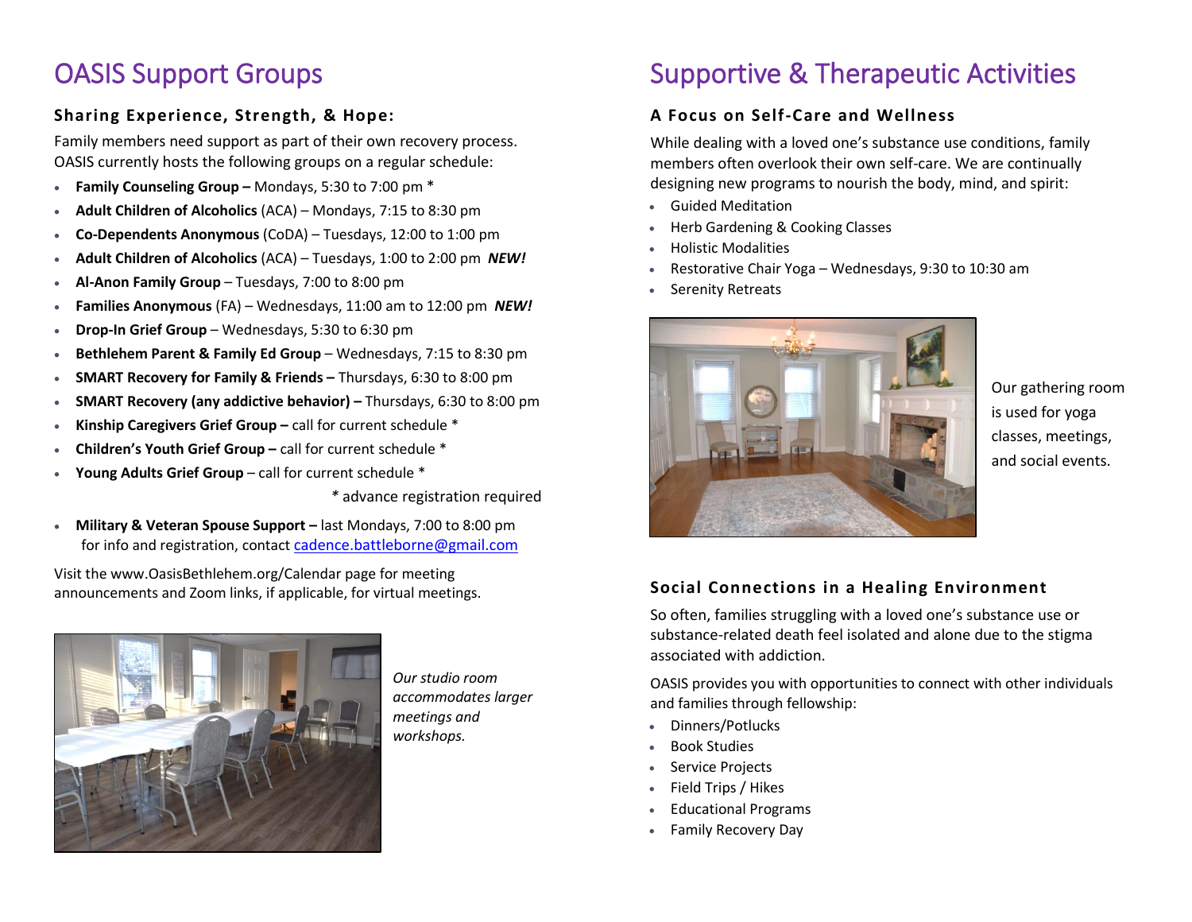# OASIS Support Groups

### Sharing Experience, Strength, & Hope:

Family members need support as part of their own recovery process. OASIS currently hosts the following groups on a regular schedule:

- **Family Counseling Group –** Mondays, 5:30 to 7:00 pm *
- **Adult Children of Alcoholics** (ACA) – Mondays, 7:15 to 8:30 pm
- **Co-Dependents Anonymous** (CoDA) – Tuesdays, 12:00 to 1:00 pm
- **Adult Children of Alcoholics** (ACA) – Tuesdays, 1:00 to 2:00 pm ***NEW!***
- **Al-Anon Family Group** – Tuesdays, 7:00 to 8:00 pm
- **Families Anonymous** (FA) – Wednesdays, 11:00 am to 12:00 pm ***NEW!***
- **Drop-In Grief Group** – Wednesdays, 5:30 to 6:30 pm
- **Bethlehem Parent & Family Ed Group** – Wednesdays, 7:15 to 8:30 pm
- **SMART Recovery for Family & Friends –** Thursdays, 6:30 to 8:00 pm
- **SMART Recovery (any addictive behavior) –** Thursdays, 6:30 to 8:00 pm
- **Kinship Caregivers Grief Group –** call for current schedule *
- **Children's Youth Grief Group –** call for current schedule *
- **Young Adults Grief Group** – call for current schedule *

\* advance registration required

- **Military & Veteran Spouse Support –** last Mondays, 7:00 to 8:00 pm for info and registration, contact cadence.battleborne@gmail.com

Visit the www.OasisBethlehem.org/Calendar page for meeting announcements and Zoom links, if applicable, for virtual meetings.

*Our studio room accommodates larger meetings and workshops.*

# Supportive & Therapeutic Activities

### A Focus on Self-Care and Wellness

While dealing with a loved one's substance use conditions, family members often overlook their own self-care. We are continually designing new programs to nourish the body, mind, and spirit:

- Guided Meditation
- Herb Gardening & Cooking Classes
- Holistic Modalities
- Restorative Chair Yoga – Wednesdays, 9:30 to 10:30 am
- Serenity Retreats

Our gathering room is used for yoga classes, meetings, and social events.

### Social Connections in a Healing Environment

So often, families struggling with a loved one's substance use or substance-related death feel isolated and alone due to the stigma associated with addiction.

OASIS provides you with opportunities to connect with other individuals and families through fellowship:

- Dinners/Potlucks
- Book Studies
- Service Projects
- Field Trips / Hikes
- Educational Programs
- Family Recovery Day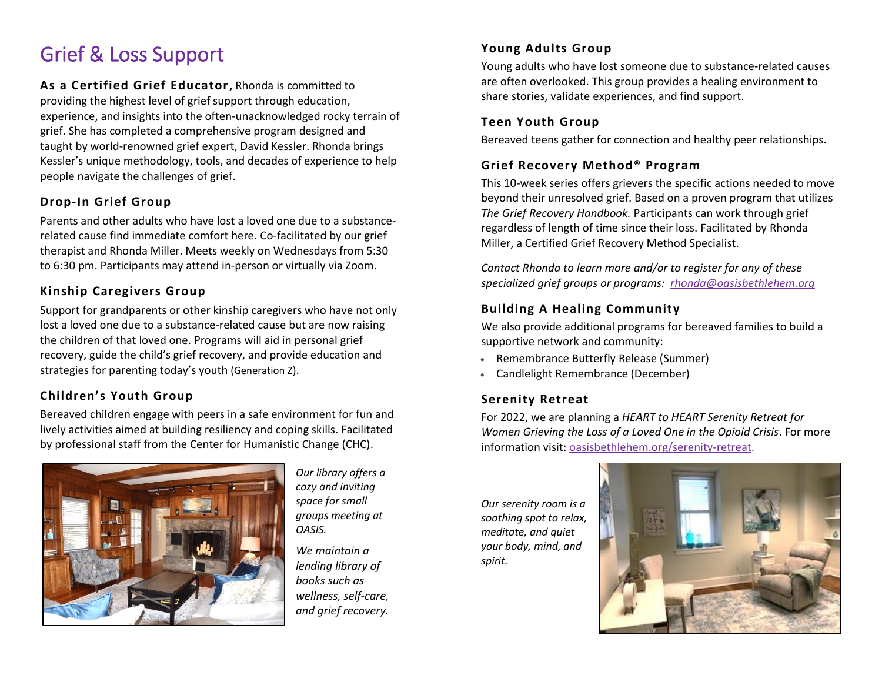# Grief & Loss Support

**As a Certified Grief Educator,** Rhonda is committed to providing the highest level of grief support through education, experience, and insights into the often-unacknowledged rocky terrain of grief. She has completed a comprehensive program designed and taught by world-renowned grief expert, David Kessler. Rhonda brings Kessler's unique methodology, tools, and decades of experience to help people navigate the challenges of grief.

### Drop-In Grief Group

Parents and other adults who have lost a loved one due to a substance-related cause find immediate comfort here. Co-facilitated by our grief therapist and Rhonda Miller. Meets weekly on Wednesdays from 5:30 to 6:30 pm. Participants may attend in-person or virtually via Zoom.

### Kinship Caregivers Group

Support for grandparents or other kinship caregivers who have not only lost a loved one due to a substance-related cause but are now raising the children of that loved one. Programs will aid in personal grief recovery, guide the child's grief recovery, and provide education and strategies for parenting today's youth (Generation Z).

### Children's Youth Group

Bereaved children engage with peers in a safe environment for fun and lively activities aimed at building resiliency and coping skills. Facilitated by professional staff from the Center for Humanistic Change (CHC).

*Our library offers a cozy and inviting space for small groups meeting at OASIS.*

*We maintain a lending library of books such as wellness, self-care, and grief recovery.*

### Young Adults Group

Young adults who have lost someone due to substance-related causes are often overlooked. This group provides a healing environment to share stories, validate experiences, and find support.

### Teen Youth Group

Bereaved teens gather for connection and healthy peer relationships.

### Grief Recovery Method® Program

This 10-week series offers grievers the specific actions needed to move beyond their unresolved grief. Based on a proven program that utilizes *The Grief Recovery Handbook.* Participants can work through grief regardless of length of time since their loss. Facilitated by Rhonda Miller, a Certified Grief Recovery Method Specialist.

*Contact Rhonda to learn more and/or to register for any of these specialized grief groups or programs: rhonda@oasisbethlehem.org*

### Building A Healing Community

We also provide additional programs for bereaved families to build a supportive network and community:

- Remembrance Butterfly Release (Summer)
- Candlelight Remembrance (December)

### Serenity Retreat

For 2022, we are planning a *HEART to HEART Serenity Retreat for Women Grieving the Loss of a Loved One in the Opioid Crisis*. For more information visit: oasisbethlehem.org/serenity-retreat.

*Our serenity room is a soothing spot to relax, meditate, and quiet your body, mind, and spirit.*